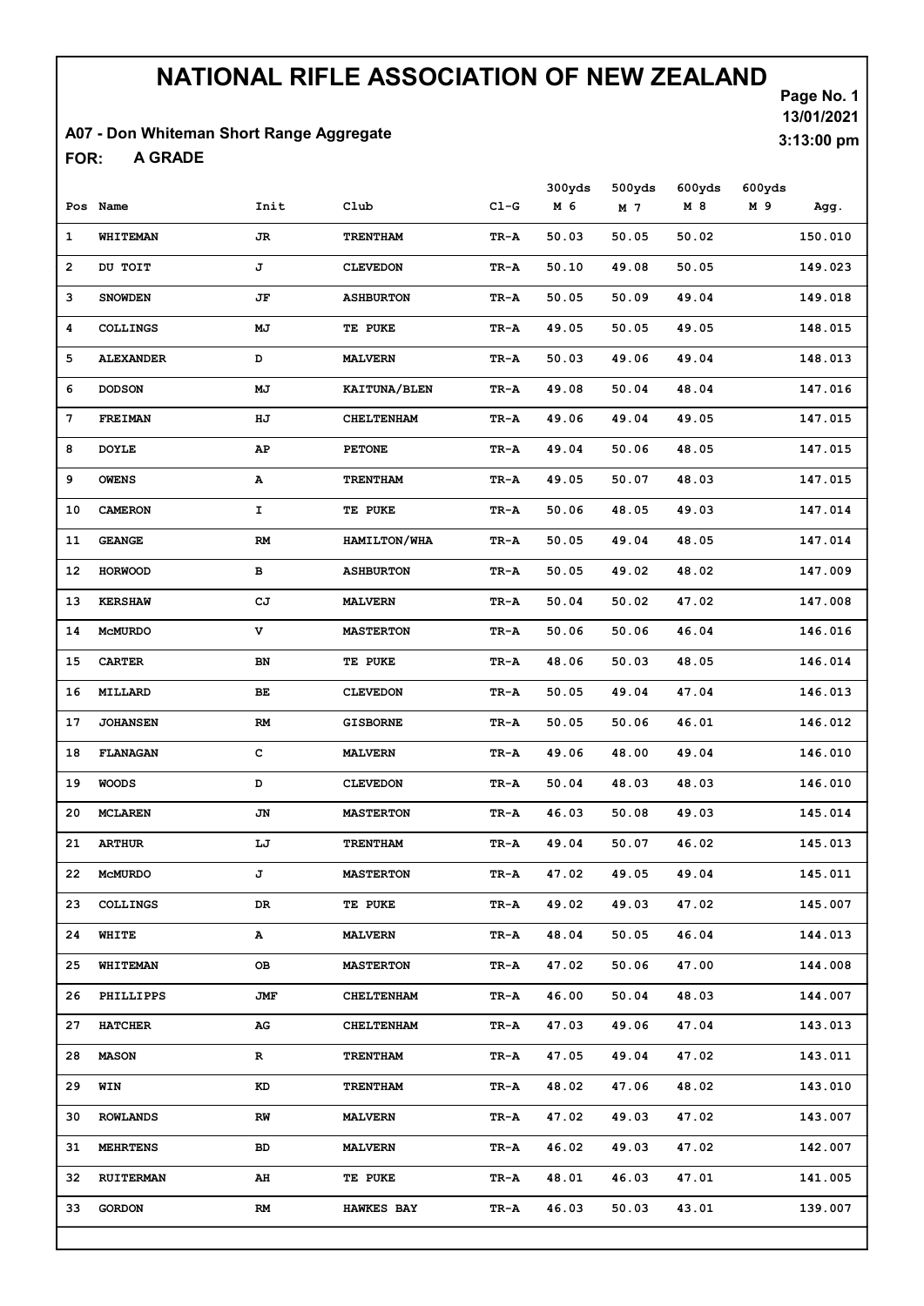# NATIONAL RIFLE ASSOCIATION OF NEW ZEALAND

Page No. 1
13/01/2021
3:13:00 pm

**A07 - Don Whiteman Short Range Aggregate**

**FOR: A GRADE**

| Pos | Name | Init | Club | Cl-G | 300yds M 6 | 500yds M 7 | 600yds M 8 | 600yds M 9 | Agg. |
|---|---|---|---|---|---|---|---|---|---|
| 1 | WHITEMAN | JR | TRENTHAM | TR-A | 50.03 | 50.05 | 50.02 | | 150.010 |
| 2 | DU TOIT | J | CLEVEDON | TR-A | 50.10 | 49.08 | 50.05 | | 149.023 |
| 3 | SNOWDEN | JF | ASHBURTON | TR-A | 50.05 | 50.09 | 49.04 | | 149.018 |
| 4 | COLLINGS | MJ | TE PUKE | TR-A | 49.05 | 50.05 | 49.05 | | 148.015 |
| 5 | ALEXANDER | D | MALVERN | TR-A | 50.03 | 49.06 | 49.04 | | 148.013 |
| 6 | DODSON | MJ | KAITUNA/BLEN | TR-A | 49.08 | 50.04 | 48.04 | | 147.016 |
| 7 | FREIMAN | HJ | CHELTENHAM | TR-A | 49.06 | 49.04 | 49.05 | | 147.015 |
| 8 | DOYLE | AP | PETONE | TR-A | 49.04 | 50.06 | 48.05 | | 147.015 |
| 9 | OWENS | A | TRENTHAM | TR-A | 49.05 | 50.07 | 48.03 | | 147.015 |
| 10 | CAMERON | I | TE PUKE | TR-A | 50.06 | 48.05 | 49.03 | | 147.014 |
| 11 | GEANGE | RM | HAMILTON/WHA | TR-A | 50.05 | 49.04 | 48.05 | | 147.014 |
| 12 | HORWOOD | B | ASHBURTON | TR-A | 50.05 | 49.02 | 48.02 | | 147.009 |
| 13 | KERSHAW | CJ | MALVERN | TR-A | 50.04 | 50.02 | 47.02 | | 147.008 |
| 14 | McMURDO | V | MASTERTON | TR-A | 50.06 | 50.06 | 46.04 | | 146.016 |
| 15 | CARTER | BN | TE PUKE | TR-A | 48.06 | 50.03 | 48.05 | | 146.014 |
| 16 | MILLARD | BE | CLEVEDON | TR-A | 50.05 | 49.04 | 47.04 | | 146.013 |
| 17 | JOHANSEN | RM | GISBORNE | TR-A | 50.05 | 50.06 | 46.01 | | 146.012 |
| 18 | FLANAGAN | C | MALVERN | TR-A | 49.06 | 48.00 | 49.04 | | 146.010 |
| 19 | WOODS | D | CLEVEDON | TR-A | 50.04 | 48.03 | 48.03 | | 146.010 |
| 20 | MCLAREN | JN | MASTERTON | TR-A | 46.03 | 50.08 | 49.03 | | 145.014 |
| 21 | ARTHUR | LJ | TRENTHAM | TR-A | 49.04 | 50.07 | 46.02 | | 145.013 |
| 22 | McMURDO | J | MASTERTON | TR-A | 47.02 | 49.05 | 49.04 | | 145.011 |
| 23 | COLLINGS | DR | TE PUKE | TR-A | 49.02 | 49.03 | 47.02 | | 145.007 |
| 24 | WHITE | A | MALVERN | TR-A | 48.04 | 50.05 | 46.04 | | 144.013 |
| 25 | WHITEMAN | OB | MASTERTON | TR-A | 47.02 | 50.06 | 47.00 | | 144.008 |
| 26 | PHILLIPPS | JMF | CHELTENHAM | TR-A | 46.00 | 50.04 | 48.03 | | 144.007 |
| 27 | HATCHER | AG | CHELTENHAM | TR-A | 47.03 | 49.06 | 47.04 | | 143.013 |
| 28 | MASON | R | TRENTHAM | TR-A | 47.05 | 49.04 | 47.02 | | 143.011 |
| 29 | WIN | KD | TRENTHAM | TR-A | 48.02 | 47.06 | 48.02 | | 143.010 |
| 30 | ROWLANDS | RW | MALVERN | TR-A | 47.02 | 49.03 | 47.02 | | 143.007 |
| 31 | MEHRTENS | BD | MALVERN | TR-A | 46.02 | 49.03 | 47.02 | | 142.007 |
| 32 | RUITERMAN | AH | TE PUKE | TR-A | 48.01 | 46.03 | 47.01 | | 141.005 |
| 33 | GORDON | RM | HAWKES BAY | TR-A | 46.03 | 50.03 | 43.01 | | 139.007 |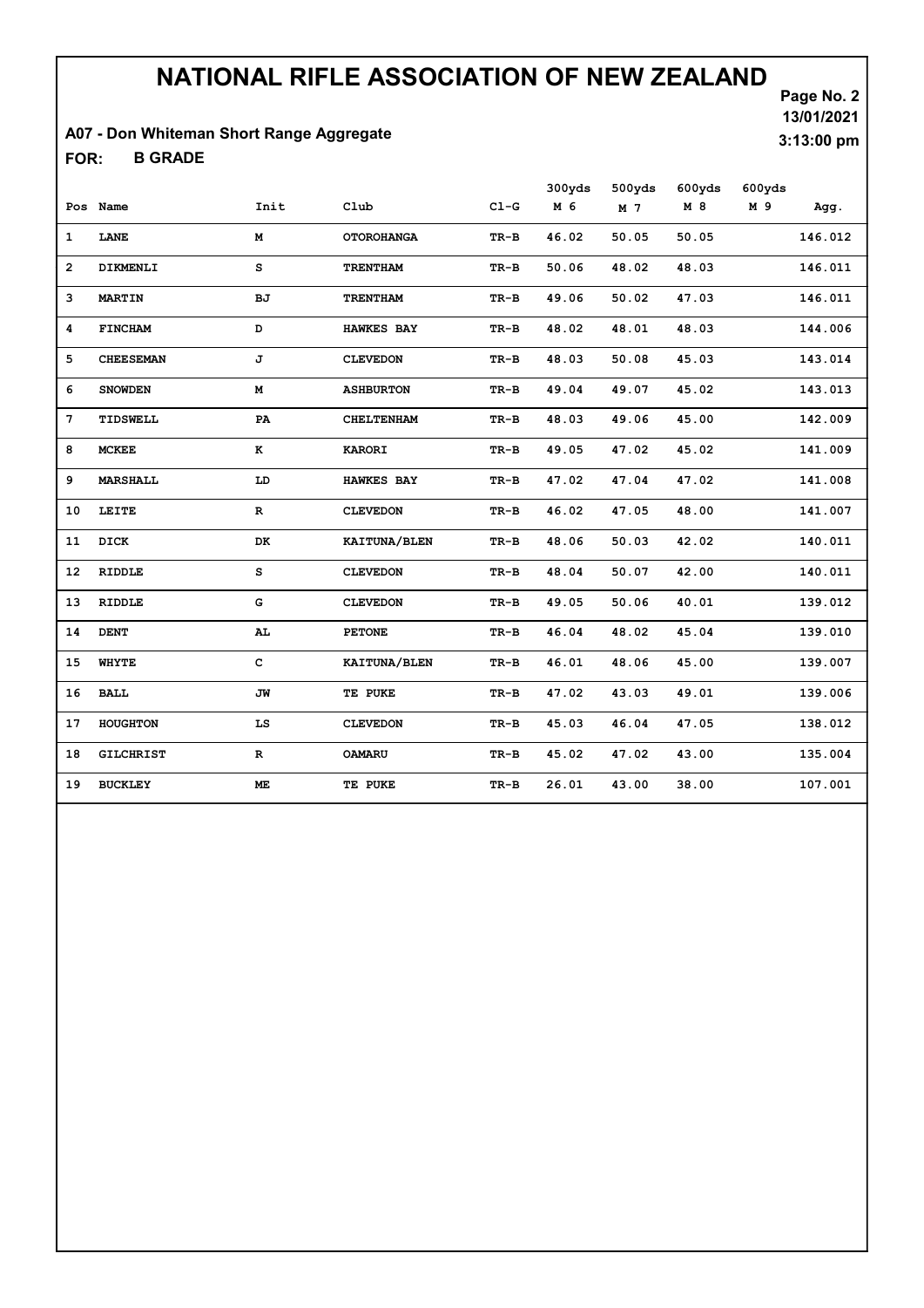# NATIONAL RIFLE ASSOCIATION OF NEW ZEALAND

13/01/2021

3:13:00 pm

A07 - Don Whiteman Short Range Aggregate

FOR: B GRADE

| Pos | Name | Init | Club | Cl-G | 300yds M 6 | 500yds M 7 | 600yds M 8 | 600yds M 9 | Agg. |
|---|---|---|---|---|---|---|---|---|---|
| 1 | LANE | M | OTOROHANGA | TR-B | 46.02 | 50.05 | 50.05 | | 146.012 |
| 2 | DIKMENLI | S | TRENTHAM | TR-B | 50.06 | 48.02 | 48.03 | | 146.011 |
| 3 | MARTIN | BJ | TRENTHAM | TR-B | 49.06 | 50.02 | 47.03 | | 146.011 |
| 4 | FINCHAM | D | HAWKES BAY | TR-B | 48.02 | 48.01 | 48.03 | | 144.006 |
| 5 | CHEESEMAN | J | CLEVEDON | TR-B | 48.03 | 50.08 | 45.03 | | 143.014 |
| 6 | SNOWDEN | M | ASHBURTON | TR-B | 49.04 | 49.07 | 45.02 | | 143.013 |
| 7 | TIDSWELL | PA | CHELTENHAM | TR-B | 48.03 | 49.06 | 45.00 | | 142.009 |
| 8 | MCKEE | K | KARORI | TR-B | 49.05 | 47.02 | 45.02 | | 141.009 |
| 9 | MARSHALL | LD | HAWKES BAY | TR-B | 47.02 | 47.04 | 47.02 | | 141.008 |
| 10 | LEITE | R | CLEVEDON | TR-B | 46.02 | 47.05 | 48.00 | | 141.007 |
| 11 | DICK | DK | KAITUNA/BLEN | TR-B | 48.06 | 50.03 | 42.02 | | 140.011 |
| 12 | RIDDLE | S | CLEVEDON | TR-B | 48.04 | 50.07 | 42.00 | | 140.011 |
| 13 | RIDDLE | G | CLEVEDON | TR-B | 49.05 | 50.06 | 40.01 | | 139.012 |
| 14 | DENT | AL | PETONE | TR-B | 46.04 | 48.02 | 45.04 | | 139.010 |
| 15 | WHYTE | C | KAITUNA/BLEN | TR-B | 46.01 | 48.06 | 45.00 | | 139.007 |
| 16 | BALL | JW | TE PUKE | TR-B | 47.02 | 43.03 | 49.01 | | 139.006 |
| 17 | HOUGHTON | LS | CLEVEDON | TR-B | 45.03 | 46.04 | 47.05 | | 138.012 |
| 18 | GILCHRIST | R | OAMARU | TR-B | 45.02 | 47.02 | 43.00 | | 135.004 |
| 19 | BUCKLEY | ME | TE PUKE | TR-B | 26.01 | 43.00 | 38.00 | | 107.001 |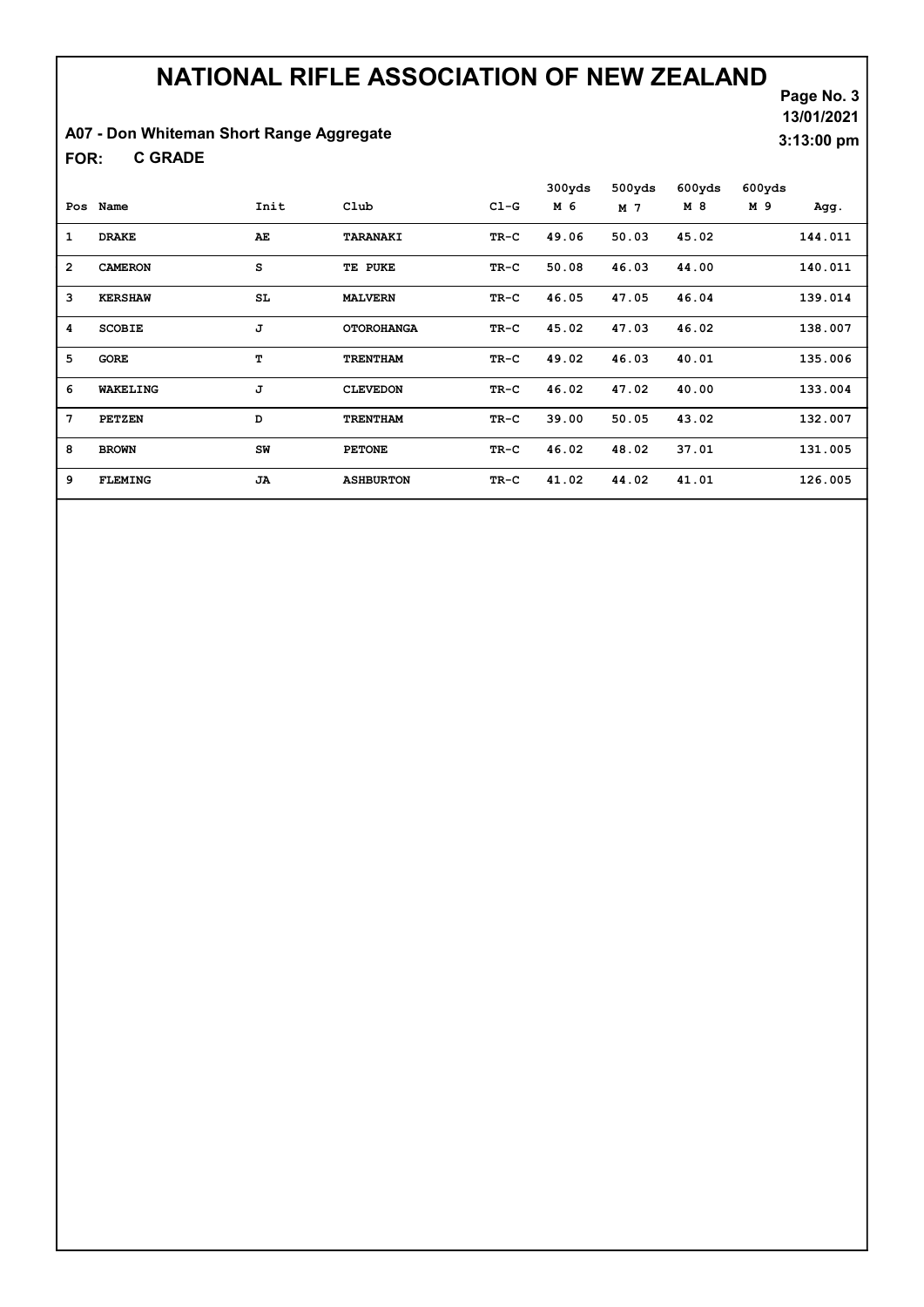# NATIONAL RIFLE ASSOCIATION OF NEW ZEALAND

13/01/2021

3:13:00 pm

A07 - Don Whiteman Short Range Aggregate

FOR: C GRADE

| Pos | Name | Init | Club | Cl-G | 300yds M 6 | 500yds M 7 | 600yds M 8 | 600yds M 9 | Agg. |
|---|---|---|---|---|---|---|---|---|---|
| 1 | DRAKE | AE | TARANAKI | TR-C | 49.06 | 50.03 | 45.02 | | 144.011 |
| 2 | CAMERON | S | TE PUKE | TR-C | 50.08 | 46.03 | 44.00 | | 140.011 |
| 3 | KERSHAW | SL | MALVERN | TR-C | 46.05 | 47.05 | 46.04 | | 139.014 |
| 4 | SCOBIE | J | OTOROHANGA | TR-C | 45.02 | 47.03 | 46.02 | | 138.007 |
| 5 | GORE | T | TRENTHAM | TR-C | 49.02 | 46.03 | 40.01 | | 135.006 |
| 6 | WAKELING | J | CLEVEDON | TR-C | 46.02 | 47.02 | 40.00 | | 133.004 |
| 7 | PETZEN | D | TRENTHAM | TR-C | 39.00 | 50.05 | 43.02 | | 132.007 |
| 8 | BROWN | SW | PETONE | TR-C | 46.02 | 48.02 | 37.01 | | 131.005 |
| 9 | FLEMING | JA | ASHBURTON | TR-C | 41.02 | 44.02 | 41.01 | | 126.005 |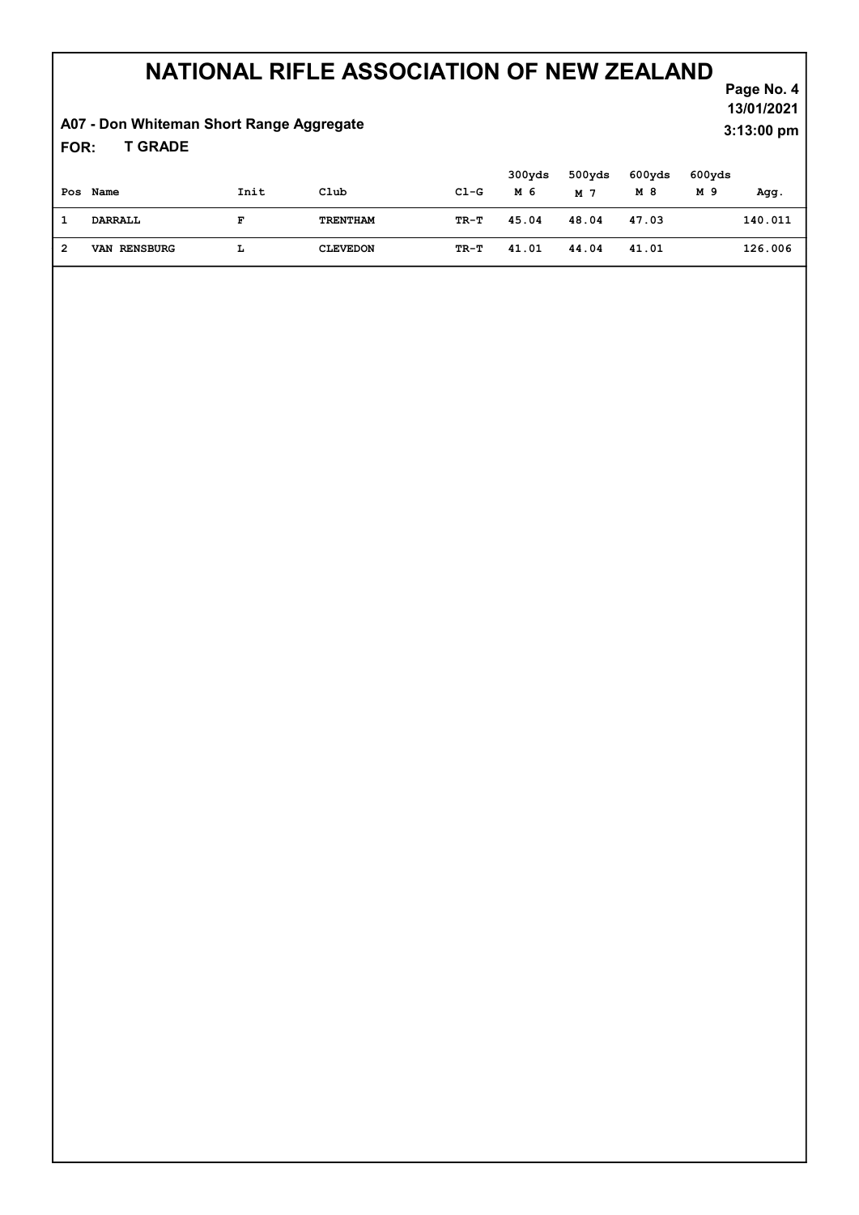# NATIONAL RIFLE ASSOCIATION OF NEW ZEALAND

13/01/2021

3:13:00 pm

**A07 - Don Whiteman Short Range Aggregate**

**FOR: T GRADE**

| Pos | Name | Init | Club | Cl-G | 300yds M 6 | 500yds M 7 | 600yds M 8 | 600yds M 9 | Agg. |
|---|---|---|---|---|---|---|---|---|---|
| 1 | DARRALL | F | TRENTHAM | TR-T | 45.04 | 48.04 | 47.03 | | 140.011 |
| 2 | VAN RENSBURG | L | CLEVEDON | TR-T | 41.01 | 44.04 | 41.01 | | 126.006 |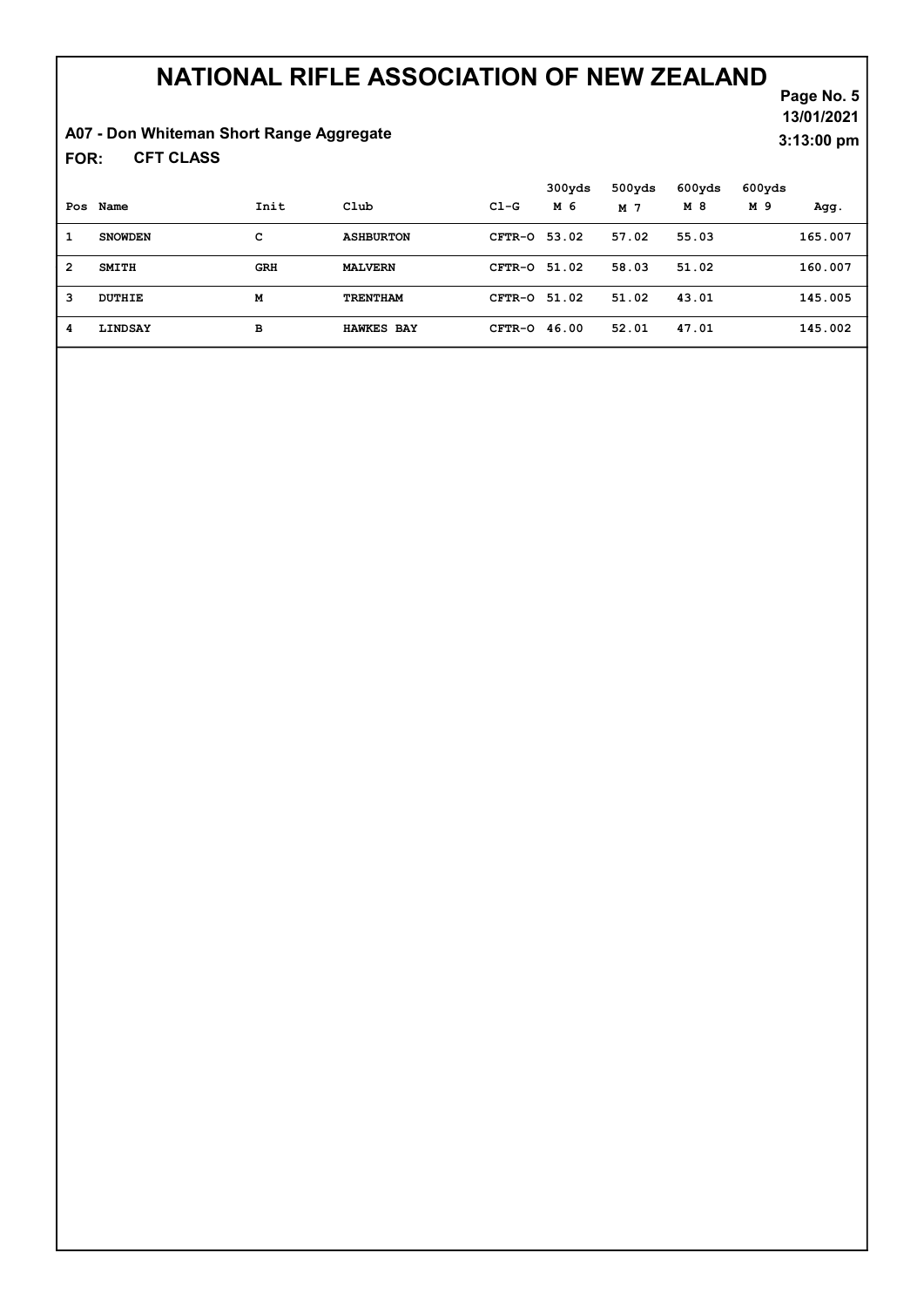# NATIONAL RIFLE ASSOCIATION OF NEW ZEALAND

13/01/2021

3:13:00 pm

**A07 - Don Whiteman Short Range Aggregate**

**FOR: CFT CLASS**

| Pos | Name | Init | Club | Cl-G | 300yds M 6 | 500yds M 7 | 600yds M 8 | 600yds M 9 | Agg. |
|---|---|---|---|---|---|---|---|---|---|
| 1 | SNOWDEN | C | ASHBURTON | CFTR-O | 53.02 | 57.02 | 55.03 | | 165.007 |
| 2 | SMITH | GRH | MALVERN | CFTR-O | 51.02 | 58.03 | 51.02 | | 160.007 |
| 3 | DUTHIE | M | TRENTHAM | CFTR-O | 51.02 | 51.02 | 43.01 | | 145.005 |
| 4 | LINDSAY | B | HAWKES BAY | CFTR-O | 46.00 | 52.01 | 47.01 | | 145.002 |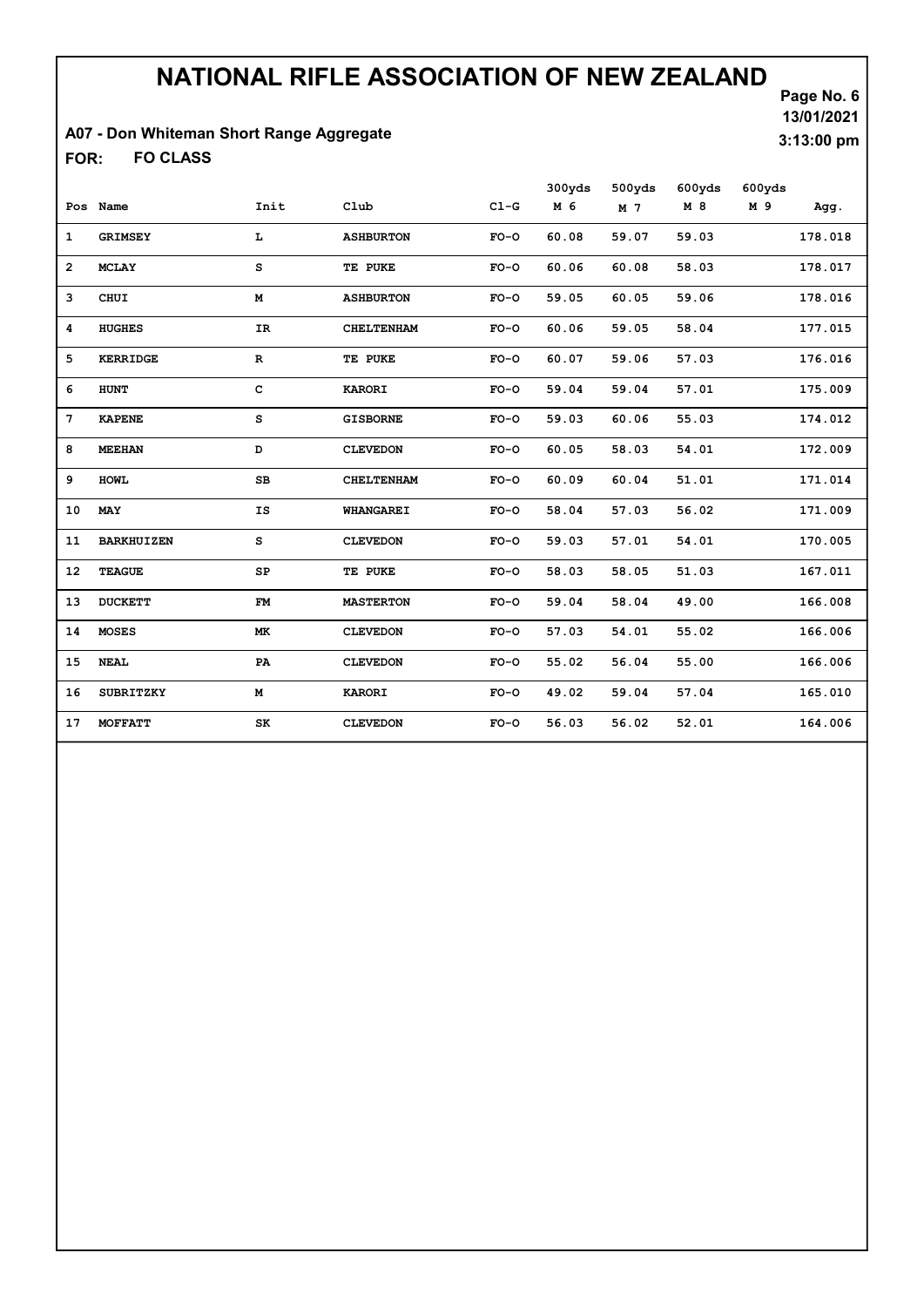# NATIONAL RIFLE ASSOCIATION OF NEW ZEALAND

Page No. 6
13/01/2021
3:13:00 pm

A07 - Don Whiteman Short Range Aggregate

FOR: FO CLASS

| Pos | Name | Init | Club | Cl-G | 300yds M 6 | 500yds M 7 | 600yds M 8 | 600yds M 9 | Agg. |
|---|---|---|---|---|---|---|---|---|---|
| 1 | GRIMSEY | L | ASHBURTON | FO-O | 60.08 | 59.07 | 59.03 | | 178.018 |
| 2 | MCLAY | S | TE PUKE | FO-O | 60.06 | 60.08 | 58.03 | | 178.017 |
| 3 | CHUI | M | ASHBURTON | FO-O | 59.05 | 60.05 | 59.06 | | 178.016 |
| 4 | HUGHES | IR | CHELTENHAM | FO-O | 60.06 | 59.05 | 58.04 | | 177.015 |
| 5 | KERRIDGE | R | TE PUKE | FO-O | 60.07 | 59.06 | 57.03 | | 176.016 |
| 6 | HUNT | C | KARORI | FO-O | 59.04 | 59.04 | 57.01 | | 175.009 |
| 7 | KAPENE | S | GISBORNE | FO-O | 59.03 | 60.06 | 55.03 | | 174.012 |
| 8 | MEEHAN | D | CLEVEDON | FO-O | 60.05 | 58.03 | 54.01 | | 172.009 |
| 9 | HOWL | SB | CHELTENHAM | FO-O | 60.09 | 60.04 | 51.01 | | 171.014 |
| 10 | MAY | IS | WHANGAREI | FO-O | 58.04 | 57.03 | 56.02 | | 171.009 |
| 11 | BARKHUIZEN | S | CLEVEDON | FO-O | 59.03 | 57.01 | 54.01 | | 170.005 |
| 12 | TEAGUE | SP | TE PUKE | FO-O | 58.03 | 58.05 | 51.03 | | 167.011 |
| 13 | DUCKETT | FM | MASTERTON | FO-O | 59.04 | 58.04 | 49.00 | | 166.008 |
| 14 | MOSES | MK | CLEVEDON | FO-O | 57.03 | 54.01 | 55.02 | | 166.006 |
| 15 | NEAL | PA | CLEVEDON | FO-O | 55.02 | 56.04 | 55.00 | | 166.006 |
| 16 | SUBRITZKY | M | KARORI | FO-O | 49.02 | 59.04 | 57.04 | | 165.010 |
| 17 | MOFFATT | SK | CLEVEDON | FO-O | 56.03 | 56.02 | 52.01 | | 164.006 |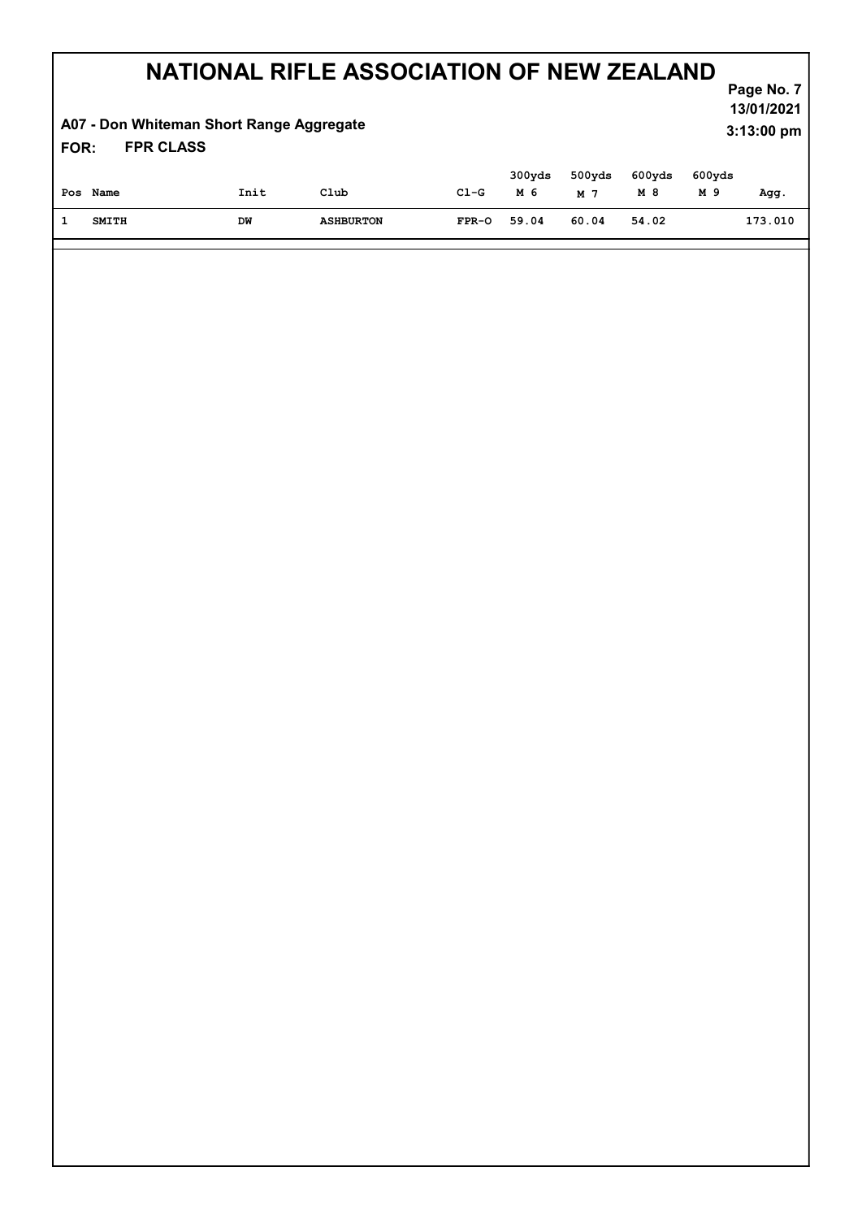# NATIONAL RIFLE ASSOCIATION OF NEW ZEALAND

13/01/2021
3:13:00 pm

**A07 - Don Whiteman Short Range Aggregate**

**FOR: FPR CLASS**

| Pos | Name | Init | Club | Cl-G | 300yds M 6 | 500yds M 7 | 600yds M 8 | 600yds M 9 | Agg. |
|---|---|---|---|---|---|---|---|---|---|
| 1 | SMITH | DW | ASHBURTON | FPR-O | 59.04 | 60.04 | 54.02 | | 173.010 |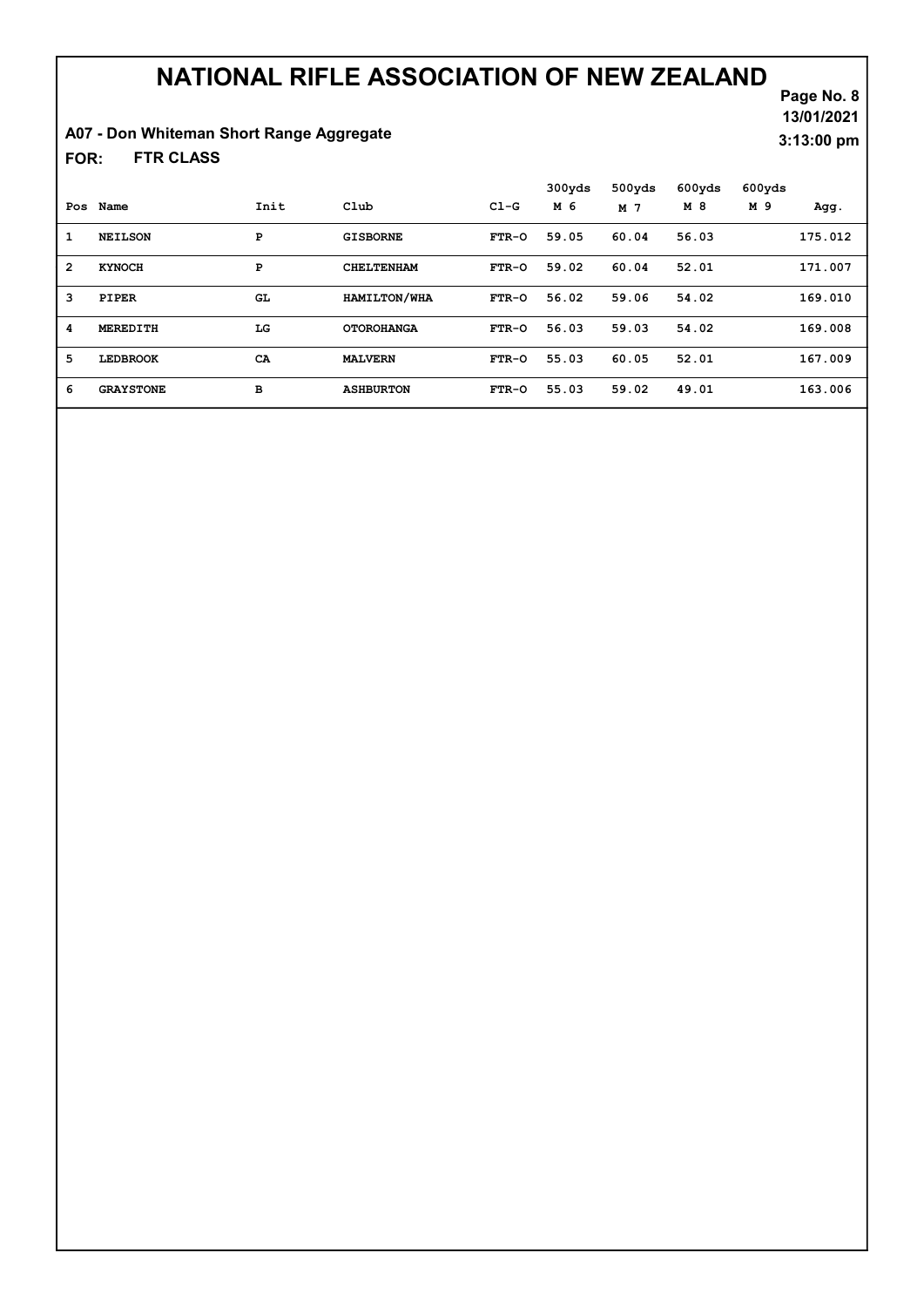# NATIONAL RIFLE ASSOCIATION OF NEW ZEALAND

13/01/2021

3:13:00 pm

A07 - Don Whiteman Short Range Aggregate

FOR: FTR CLASS

| Pos | Name | Init | Club | Cl-G | 300yds M 6 | 500yds M 7 | 600yds M 8 | 600yds M 9 | Agg. |
|---|---|---|---|---|---|---|---|---|---|
| 1 | NEILSON | P | GISBORNE | FTR-O | 59.05 | 60.04 | 56.03 | | 175.012 |
| 2 | KYNOCH | P | CHELTENHAM | FTR-O | 59.02 | 60.04 | 52.01 | | 171.007 |
| 3 | PIPER | GL | HAMILTON/WHA | FTR-O | 56.02 | 59.06 | 54.02 | | 169.010 |
| 4 | MEREDITH | LG | OTOROHANGA | FTR-O | 56.03 | 59.03 | 54.02 | | 169.008 |
| 5 | LEDBROOK | CA | MALVERN | FTR-O | 55.03 | 60.05 | 52.01 | | 167.009 |
| 6 | GRAYSTONE | B | ASHBURTON | FTR-O | 55.03 | 59.02 | 49.01 | | 163.006 |